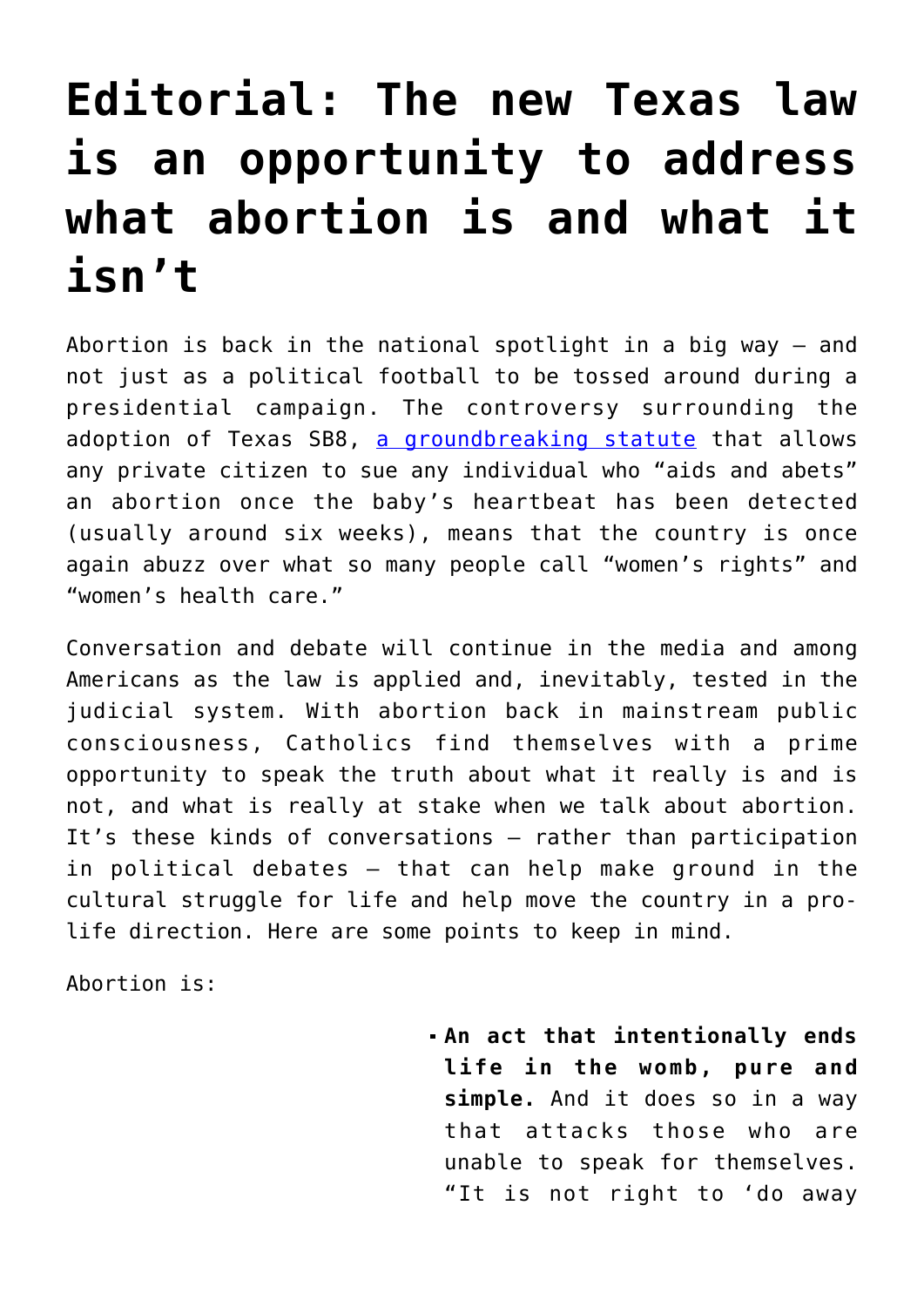# Editorial: The new Texas law is an opportunity to address what abortion is and what it isn't

Abortion is back in the national spotlight in a big way — and not just as a political football to be tossed around during a presidential campaign. The controversy surrounding the adoption of Texas SB8, [a groundbreaking statute]() that allows any private citizen to sue any individual who "aids and abets" an abortion once the baby's heartbeat has been detected (usually around six weeks), means that the country is once again abuzz over what so many people call "women's rights" and "women's health care."

Conversation and debate will continue in the media and among Americans as the law is applied and, inevitably, tested in the judicial system. With abortion back in mainstream public consciousness, Catholics find themselves with a prime opportunity to speak the truth about what it really is and is not, and what is really at stake when we talk about abortion. It's these kinds of conversations — rather than participation in political debates — that can help make ground in the cultural struggle for life and help move the country in a pro-life direction. Here are some points to keep in mind.

Abortion is:

- **An act that intentionally ends life in the womb, pure and simple.** And it does so in a way that attacks those who are unable to speak for themselves. "It is not right to 'do away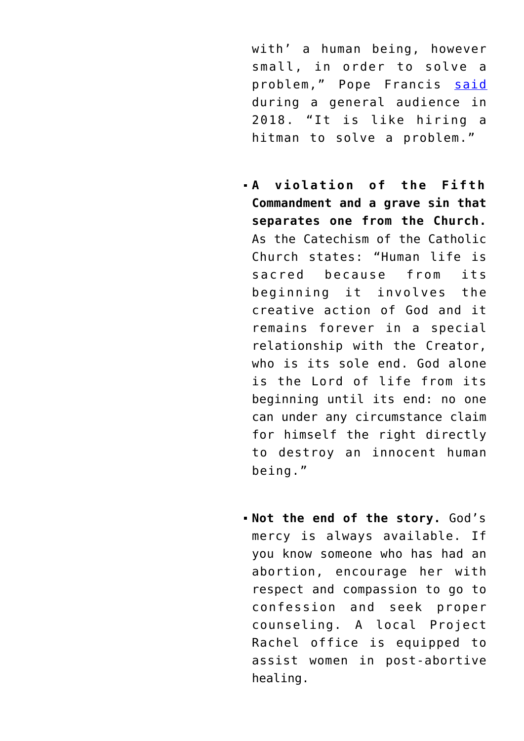with' a human being, however small, in order to solve a problem," Pope Francis [said](#) during a general audience in 2018. "It is like hiring a hitman to solve a problem."

- **A violation of the Fifth Commandment and a grave sin that separates one from the Church.** As the Catechism of the Catholic Church states: "Human life is sacred because from its beginning it involves the creative action of God and it remains forever in a special relationship with the Creator, who is its sole end. God alone is the Lord of life from its beginning until its end: no one can under any circumstance claim for himself the right directly to destroy an innocent human being."

- **Not the end of the story.** God's mercy is always available. If you know someone who has had an abortion, encourage her with respect and compassion to go to confession and seek proper counseling. A local Project Rachel office is equipped to assist women in post-abortive healing.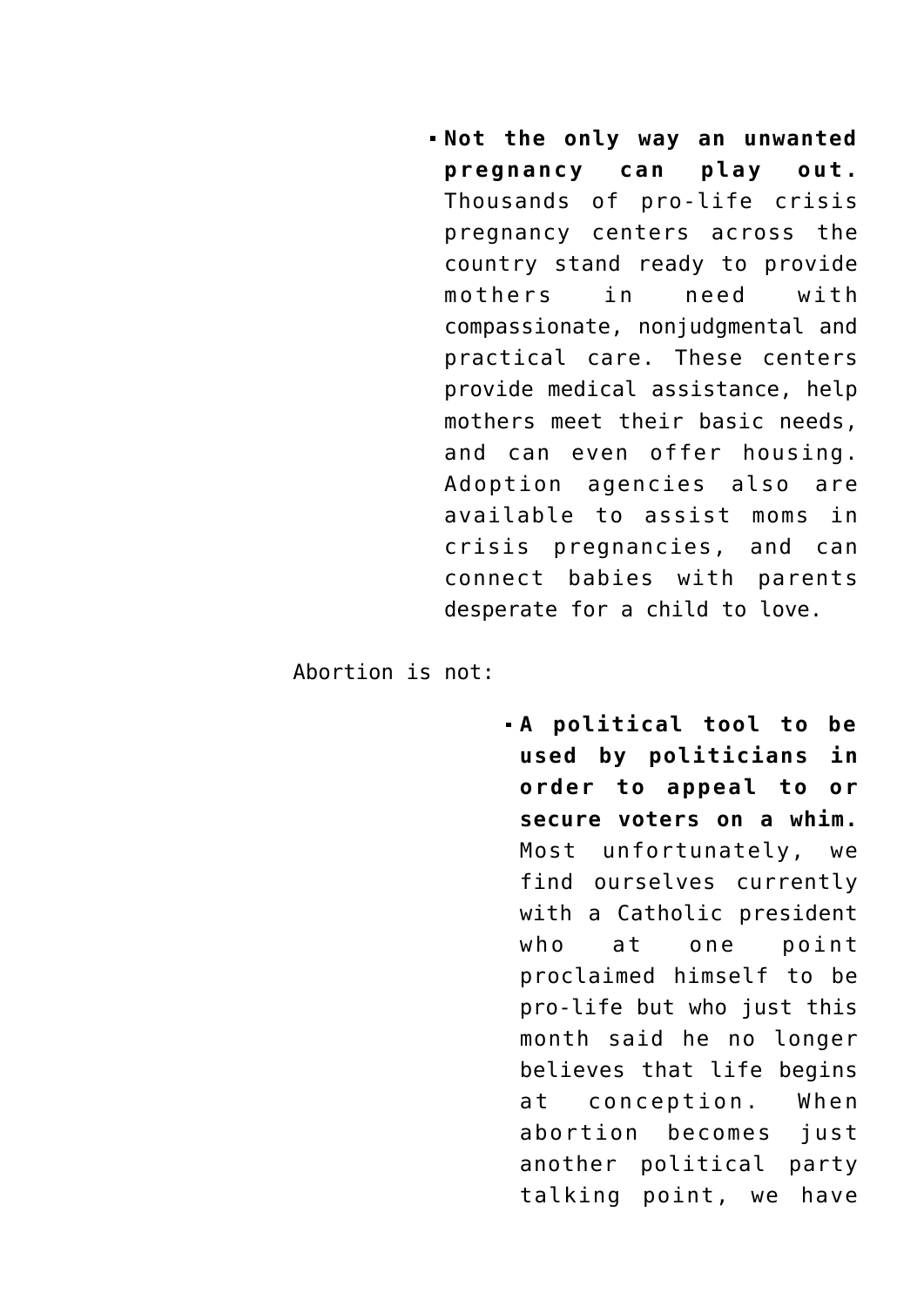- **Not the only way an unwanted pregnancy can play out.** Thousands of pro-life crisis pregnancy centers across the country stand ready to provide mothers in need with compassionate, nonjudgmental and practical care. These centers provide medical assistance, help mothers meet their basic needs, and can even offer housing. Adoption agencies also are available to assist moms in crisis pregnancies, and can connect babies with parents desperate for a child to love.

Abortion is not:

- **A political tool to be used by politicians in order to appeal to or secure voters on a whim.** Most unfortunately, we find ourselves currently with a Catholic president who at one point proclaimed himself to be pro-life but who just this month said he no longer believes that life begins at conception. When abortion becomes just another political party talking point, we have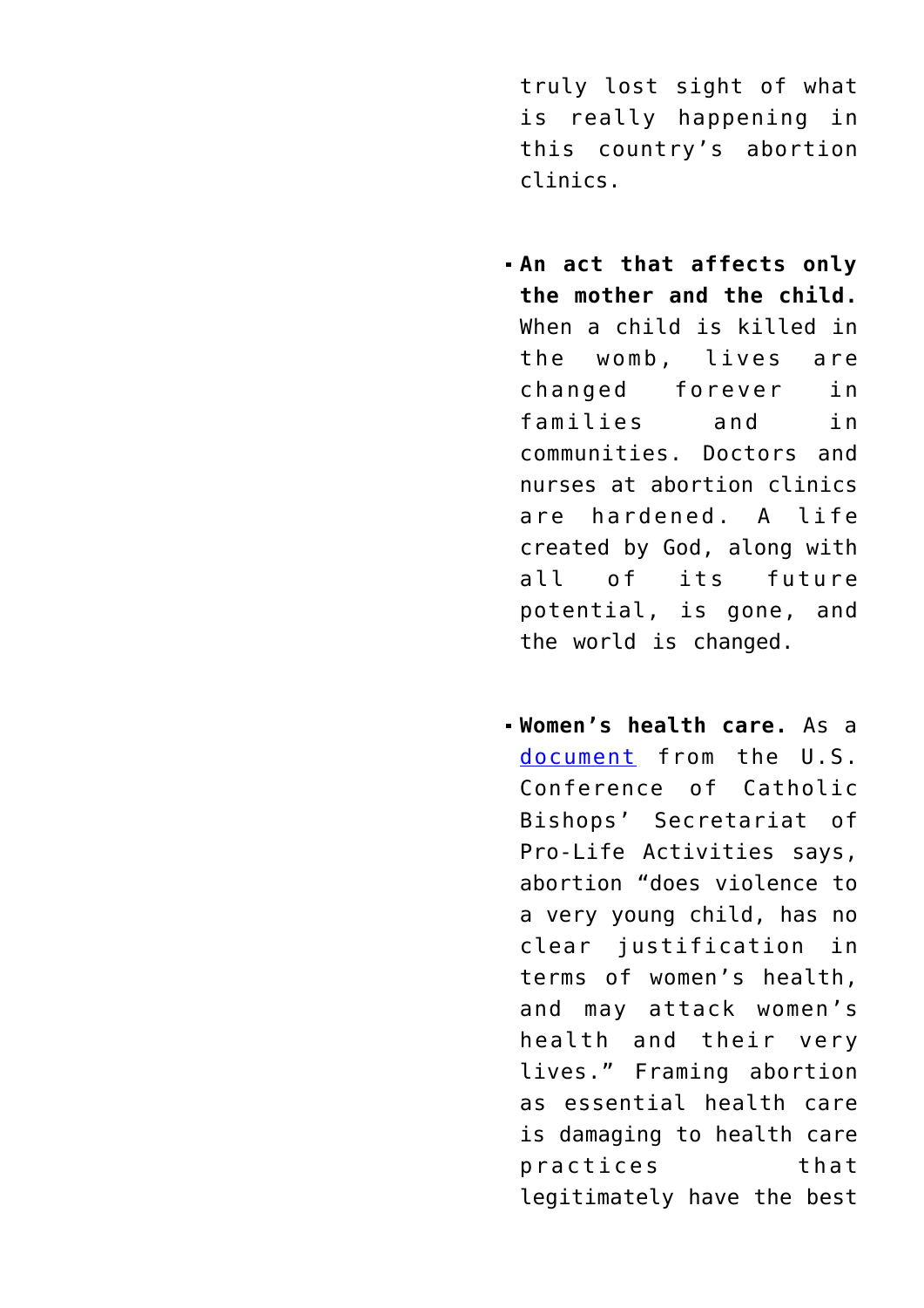truly lost sight of what is really happening in this country's abortion clinics.

- **An act that affects only the mother and the child.** When a child is killed in the womb, lives are changed forever in families and in communities. Doctors and nurses at abortion clinics are hardened. A life created by God, along with all of its future potential, is gone, and the world is changed.

- **Women's health care.** As a [document](#) from the U.S. Conference of Catholic Bishops' Secretariat of Pro-Life Activities says, abortion "does violence to a very young child, has no clear justification in terms of women's health, and may attack women's health and their very lives." Framing abortion as essential health care is damaging to health care practices that legitimately have the best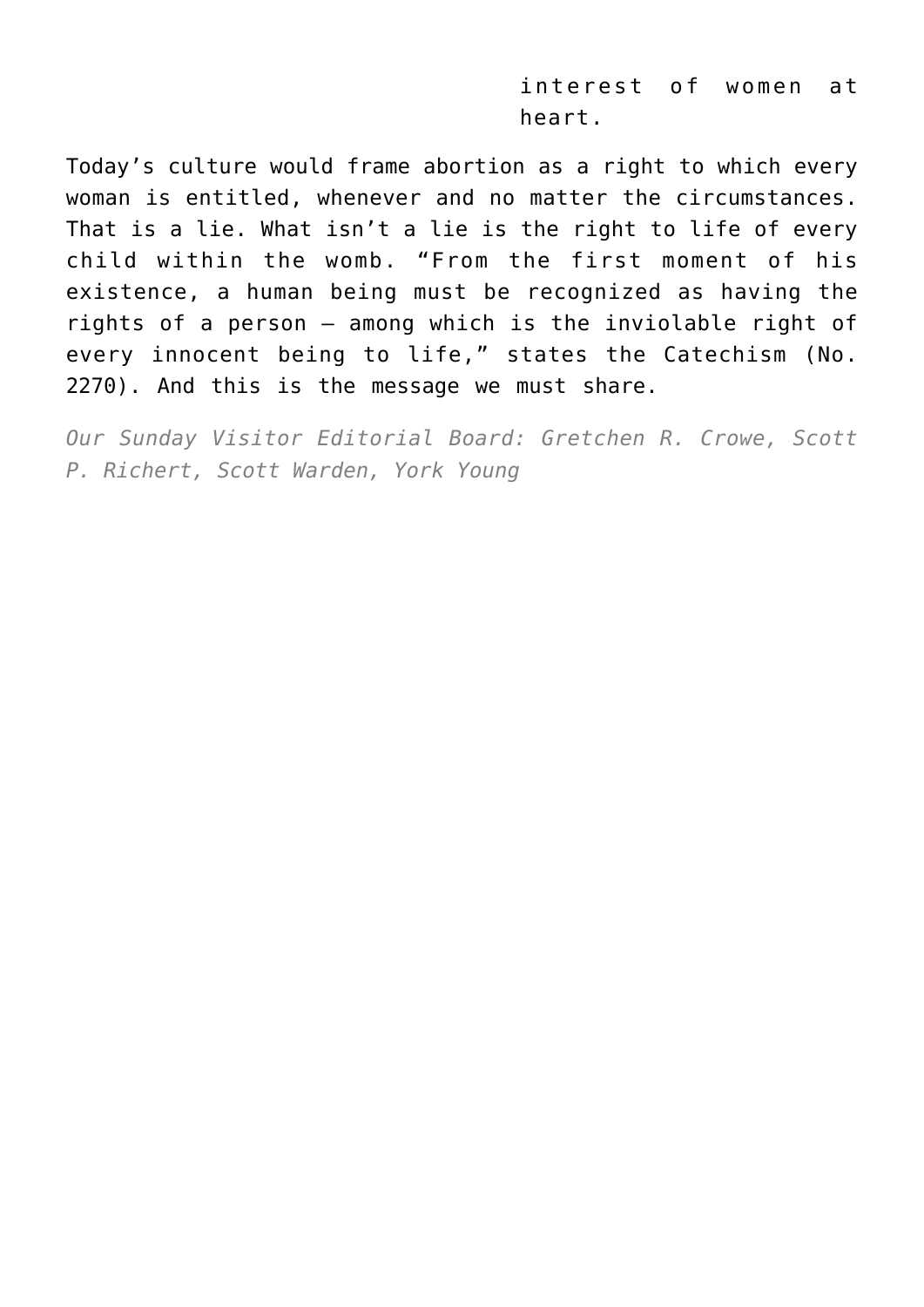interest of women at heart.

Today's culture would frame abortion as a right to which every woman is entitled, whenever and no matter the circumstances. That is a lie. What isn't a lie is the right to life of every child within the womb. "From the first moment of his existence, a human being must be recognized as having the rights of a person — among which is the inviolable right of every innocent being to life," states the Catechism (No. 2270). And this is the message we must share.

*Our Sunday Visitor Editorial Board: Gretchen R. Crowe, Scott P. Richert, Scott Warden, York Young*